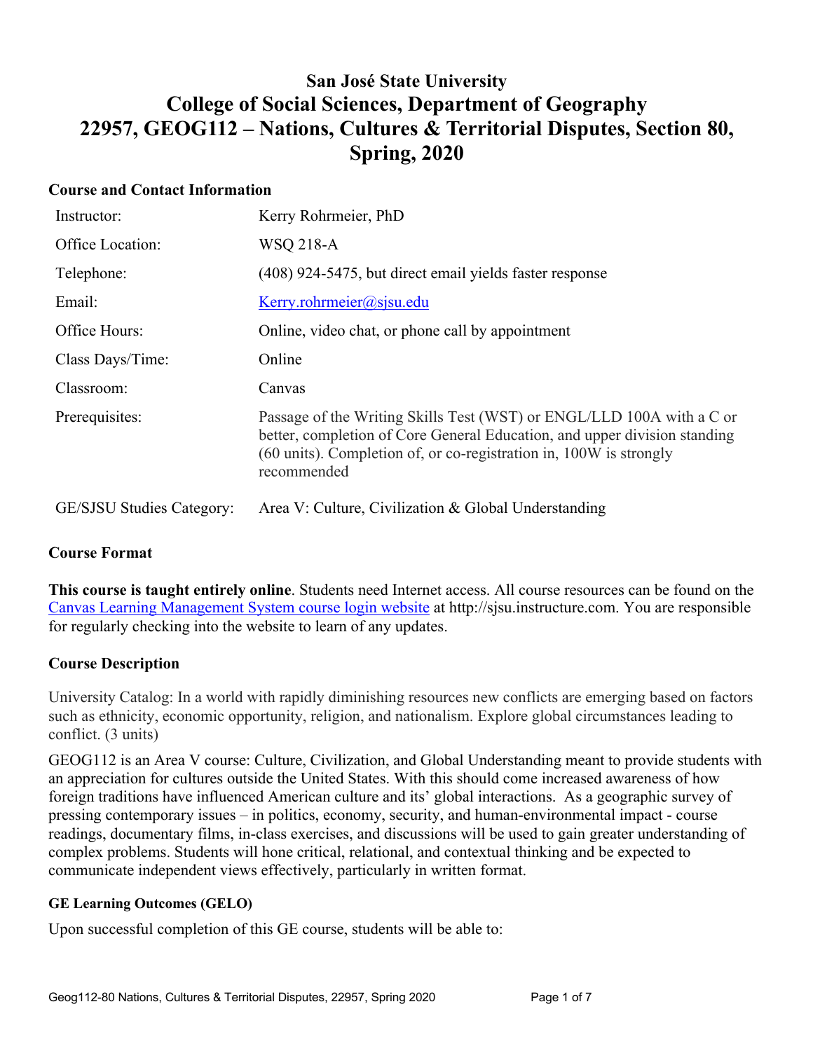# San José State University
# College of Social Sciences, Department of Geography
# 22957, GEOG112 – Nations, Cultures & Territorial Disputes, Section 80, Spring, 2020

### Course and Contact Information

| | |
|---|---|
| Instructor: | Kerry Rohrmeier, PhD |
| Office Location: | WSQ 218-A |
| Telephone: | (408) 924-5475, but direct email yields faster response |
| Email: | Kerry.rohrmeier@sjsu.edu |
| Office Hours: | Online, video chat, or phone call by appointment |
| Class Days/Time: | Online |
| Classroom: | Canvas |
| Prerequisites: | Passage of the Writing Skills Test (WST) or ENGL/LLD 100A with a C or better, completion of Core General Education, and upper division standing (60 units). Completion of, or co-registration in, 100W is strongly recommended |
| GE/SJSU Studies Category: | Area V: Culture, Civilization & Global Understanding |

### Course Format

**This course is taught entirely online**. Students need Internet access. All course resources can be found on the Canvas Learning Management System course login website at http://sjsu.instructure.com. You are responsible for regularly checking into the website to learn of any updates.

### Course Description

University Catalog: In a world with rapidly diminishing resources new conflicts are emerging based on factors such as ethnicity, economic opportunity, religion, and nationalism. Explore global circumstances leading to conflict. (3 units)

GEOG112 is an Area V course: Culture, Civilization, and Global Understanding meant to provide students with an appreciation for cultures outside the United States. With this should come increased awareness of how foreign traditions have influenced American culture and its' global interactions. As a geographic survey of pressing contemporary issues – in politics, economy, security, and human-environmental impact - course readings, documentary films, in-class exercises, and discussions will be used to gain greater understanding of complex problems. Students will hone critical, relational, and contextual thinking and be expected to communicate independent views effectively, particularly in written format.

#### GE Learning Outcomes (GELO)

Upon successful completion of this GE course, students will be able to: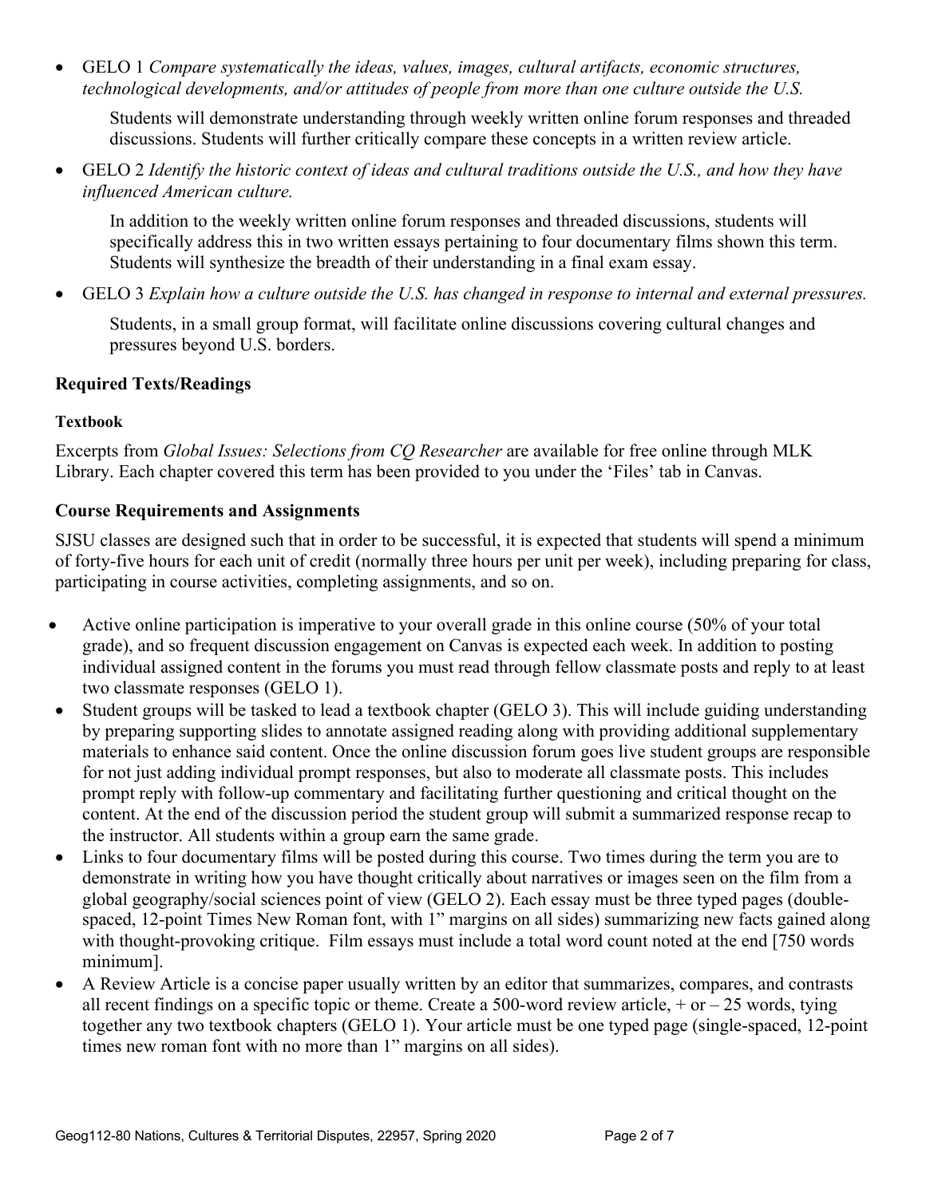- GELO 1 *Compare systematically the ideas, values, images, cultural artifacts, economic structures, technological developments, and/or attitudes of people from more than one culture outside the U.S.*

  Students will demonstrate understanding through weekly written online forum responses and threaded discussions. Students will further critically compare these concepts in a written review article.

- GELO 2 *Identify the historic context of ideas and cultural traditions outside the U.S., and how they have influenced American culture.*

  In addition to the weekly written online forum responses and threaded discussions, students will specifically address this in two written essays pertaining to four documentary films shown this term. Students will synthesize the breadth of their understanding in a final exam essay.

- GELO 3 *Explain how a culture outside the U.S. has changed in response to internal and external pressures.*

  Students, in a small group format, will facilitate online discussions covering cultural changes and pressures beyond U.S. borders.

### Required Texts/Readings

#### Textbook

Excerpts from *Global Issues: Selections from CQ Researcher* are available for free online through MLK Library. Each chapter covered this term has been provided to you under the 'Files' tab in Canvas.

### Course Requirements and Assignments

SJSU classes are designed such that in order to be successful, it is expected that students will spend a minimum of forty-five hours for each unit of credit (normally three hours per unit per week), including preparing for class, participating in course activities, completing assignments, and so on.

- Active online participation is imperative to your overall grade in this online course (50% of your total grade), and so frequent discussion engagement on Canvas is expected each week. In addition to posting individual assigned content in the forums you must read through fellow classmate posts and reply to at least two classmate responses (GELO 1).
- Student groups will be tasked to lead a textbook chapter (GELO 3). This will include guiding understanding by preparing supporting slides to annotate assigned reading along with providing additional supplementary materials to enhance said content. Once the online discussion forum goes live student groups are responsible for not just adding individual prompt responses, but also to moderate all classmate posts. This includes prompt reply with follow-up commentary and facilitating further questioning and critical thought on the content. At the end of the discussion period the student group will submit a summarized response recap to the instructor. All students within a group earn the same grade.
- Links to four documentary films will be posted during this course. Two times during the term you are to demonstrate in writing how you have thought critically about narratives or images seen on the film from a global geography/social sciences point of view (GELO 2). Each essay must be three typed pages (double-spaced, 12-point Times New Roman font, with 1" margins on all sides) summarizing new facts gained along with thought-provoking critique. Film essays must include a total word count noted at the end [750 words minimum].
- A Review Article is a concise paper usually written by an editor that summarizes, compares, and contrasts all recent findings on a specific topic or theme. Create a 500-word review article, + or – 25 words, tying together any two textbook chapters (GELO 1). Your article must be one typed page (single-spaced, 12-point times new roman font with no more than 1" margins on all sides).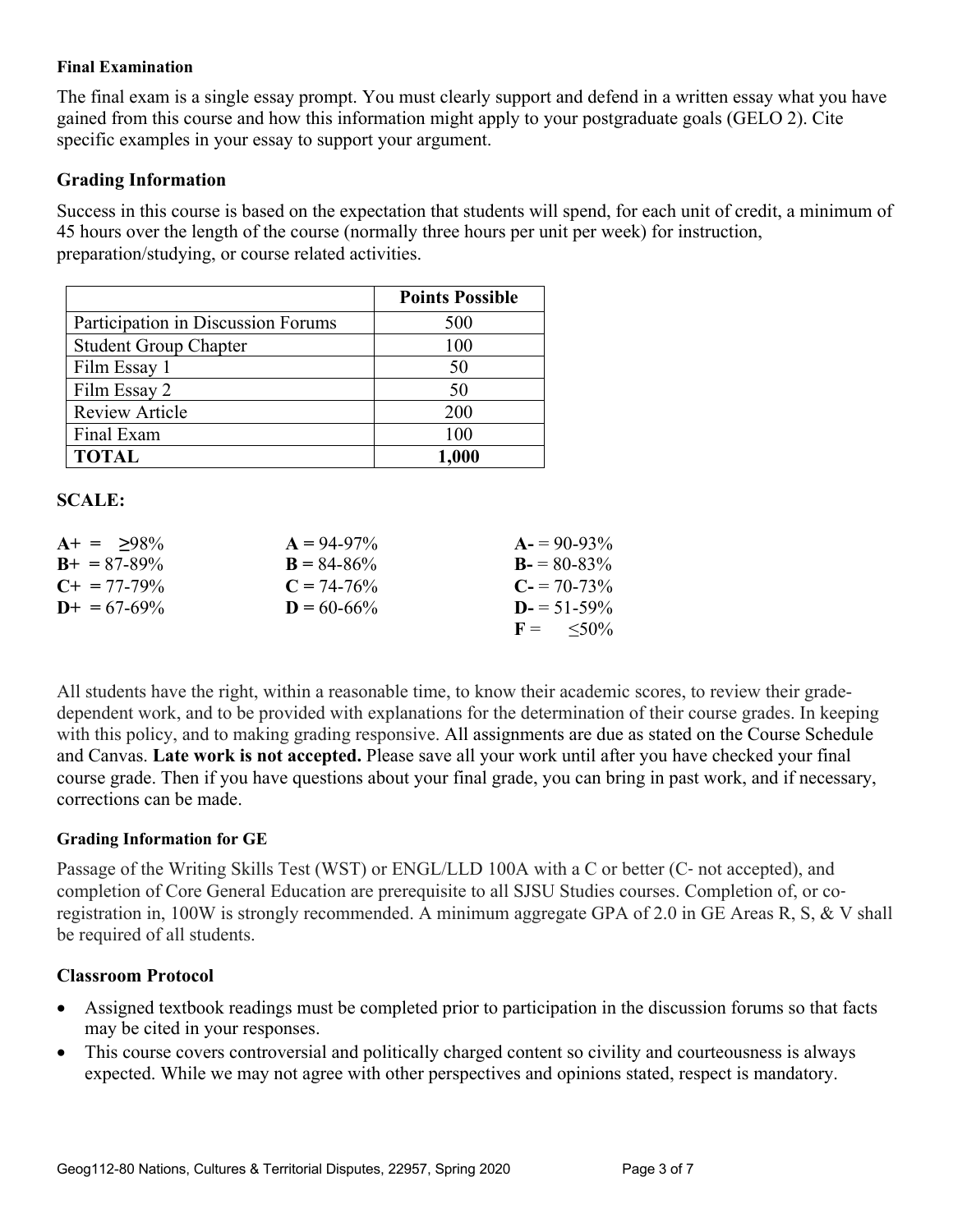#### Final Examination

The final exam is a single essay prompt. You must clearly support and defend in a written essay what you have gained from this course and how this information might apply to your postgraduate goals (GELO 2). Cite specific examples in your essay to support your argument.

### Grading Information

Success in this course is based on the expectation that students will spend, for each unit of credit, a minimum of 45 hours over the length of the course (normally three hours per unit per week) for instruction, preparation/studying, or course related activities.

| | **Points Possible** |
|---|---|
| Participation in Discussion Forums | 500 |
| Student Group Chapter | 100 |
| Film Essay 1 | 50 |
| Film Essay 2 | 50 |
| Review Article | 200 |
| Final Exam | 100 |
| **TOTAL** | **1,000** |

### SCALE:

| | | |
|---|---|---|
| **A+** = ≥98% | **A** = 94-97% | **A-** = 90-93% |
| **B+** = 87-89% | **B** = 84-86% | **B-** = 80-83% |
| **C+** = 77-79% | **C** = 74-76% | **C-** = 70-73% |
| **D+** = 67-69% | **D** = 60-66% | **D-** = 51-59% |
| | | **F** = ≤50% |

All students have the right, within a reasonable time, to know their academic scores, to review their grade-dependent work, and to be provided with explanations for the determination of their course grades. In keeping with this policy, and to making grading responsive. All assignments are due as stated on the Course Schedule and Canvas. **Late work is not accepted.** Please save all your work until after you have checked your final course grade. Then if you have questions about your final grade, you can bring in past work, and if necessary, corrections can be made.

#### Grading Information for GE

Passage of the Writing Skills Test (WST) or ENGL/LLD 100A with a C or better (C- not accepted), and completion of Core General Education are prerequisite to all SJSU Studies courses. Completion of, or co-registration in, 100W is strongly recommended. A minimum aggregate GPA of 2.0 in GE Areas R, S, & V shall be required of all students.

### Classroom Protocol

- Assigned textbook readings must be completed prior to participation in the discussion forums so that facts may be cited in your responses.
- This course covers controversial and politically charged content so civility and courteousness is always expected. While we may not agree with other perspectives and opinions stated, respect is mandatory.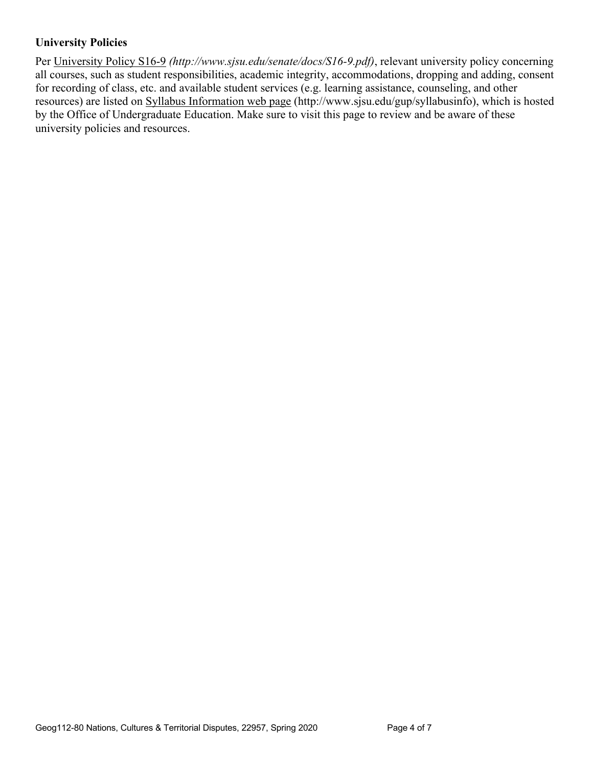### University Policies

Per University Policy S16-9 *(http://www.sjsu.edu/senate/docs/S16-9.pdf)*, relevant university policy concerning all courses, such as student responsibilities, academic integrity, accommodations, dropping and adding, consent for recording of class, etc. and available student services (e.g. learning assistance, counseling, and other resources) are listed on Syllabus Information web page (http://www.sjsu.edu/gup/syllabusinfo), which is hosted by the Office of Undergraduate Education. Make sure to visit this page to review and be aware of these university policies and resources.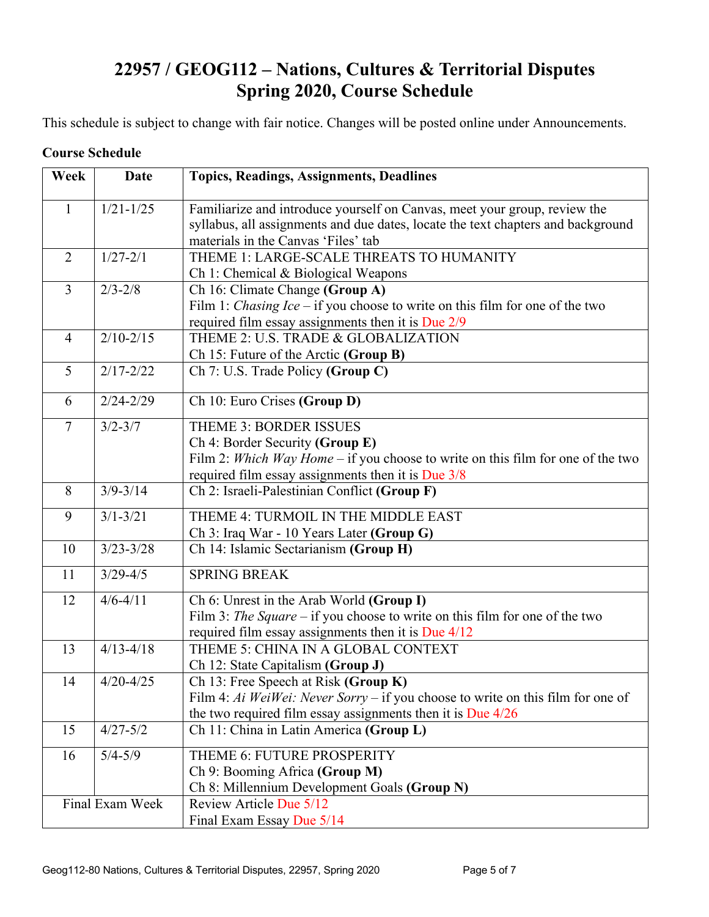# 22957 / GEOG112 – Nations, Cultures & Territorial Disputes
# Spring 2020, Course Schedule

This schedule is subject to change with fair notice. Changes will be posted online under Announcements.

**Course Schedule**

| Week | Date | Topics, Readings, Assignments, Deadlines |
|---|---|---|
| 1 | 1/21-1/25 | Familiarize and introduce yourself on Canvas, meet your group, review the syllabus, all assignments and due dates, locate the text chapters and background materials in the Canvas 'Files' tab |
| 2 | 1/27-2/1 | THEME 1: LARGE-SCALE THREATS TO HUMANITY<br>Ch 1: Chemical & Biological Weapons |
| 3 | 2/3-2/8 | Ch 16: Climate Change **(Group A)**<br>Film 1: *Chasing Ice* – if you choose to write on this film for one of the two required film essay assignments then it is Due 2/9 |
| 4 | 2/10-2/15 | THEME 2: U.S. TRADE & GLOBALIZATION<br>Ch 15: Future of the Arctic **(Group B)** |
| 5 | 2/17-2/22 | Ch 7: U.S. Trade Policy **(Group C)** |
| 6 | 2/24-2/29 | Ch 10: Euro Crises **(Group D)** |
| 7 | 3/2-3/7 | THEME 3: BORDER ISSUES<br>Ch 4: Border Security **(Group E)**<br>Film 2: *Which Way Home* – if you choose to write on this film for one of the two required film essay assignments then it is Due 3/8 |
| 8 | 3/9-3/14 | Ch 2: Israeli-Palestinian Conflict **(Group F)** |
| 9 | 3/1-3/21 | THEME 4: TURMOIL IN THE MIDDLE EAST<br>Ch 3: Iraq War - 10 Years Later **(Group G)** |
| 10 | 3/23-3/28 | Ch 14: Islamic Sectarianism **(Group H)** |
| 11 | 3/29-4/5 | SPRING BREAK |
| 12 | 4/6-4/11 | Ch 6: Unrest in the Arab World **(Group I)**<br>Film 3: *The Square* – if you choose to write on this film for one of the two required film essay assignments then it is Due 4/12 |
| 13 | 4/13-4/18 | THEME 5: CHINA IN A GLOBAL CONTEXT<br>Ch 12: State Capitalism **(Group J)** |
| 14 | 4/20-4/25 | Ch 13: Free Speech at Risk **(Group K)**<br>Film 4: *Ai WeiWei: Never Sorry* – if you choose to write on this film for one of the two required film essay assignments then it is Due 4/26 |
| 15 | 4/27-5/2 | Ch 11: China in Latin America **(Group L)** |
| 16 | 5/4-5/9 | THEME 6: FUTURE PROSPERITY<br>Ch 9: Booming Africa **(Group M)**<br>Ch 8: Millennium Development Goals **(Group N)** |
| Final Exam Week | | Review Article Due 5/12<br>Final Exam Essay Due 5/14 |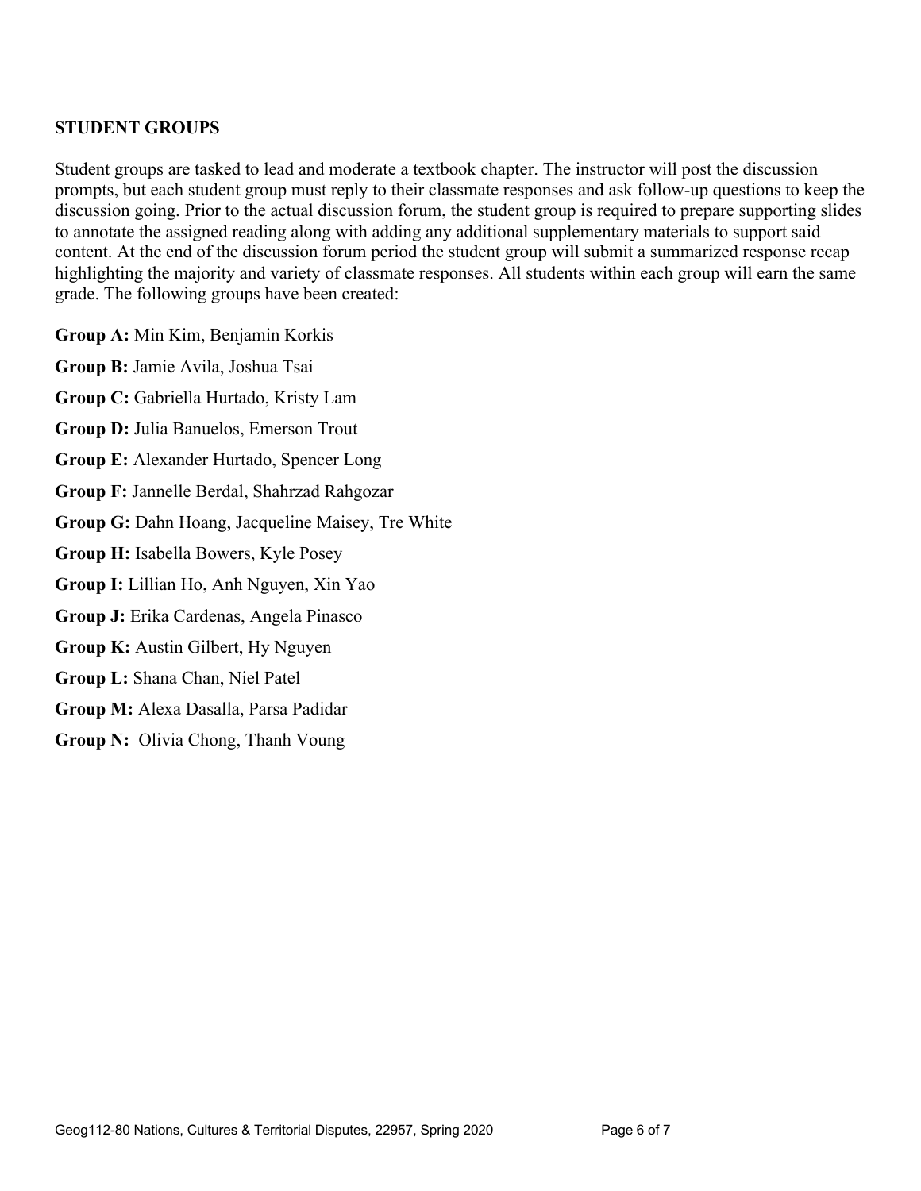## STUDENT GROUPS

Student groups are tasked to lead and moderate a textbook chapter. The instructor will post the discussion prompts, but each student group must reply to their classmate responses and ask follow-up questions to keep the discussion going. Prior to the actual discussion forum, the student group is required to prepare supporting slides to annotate the assigned reading along with adding any additional supplementary materials to support said content. At the end of the discussion forum period the student group will submit a summarized response recap highlighting the majority and variety of classmate responses. All students within each group will earn the same grade. The following groups have been created:

**Group A:** Min Kim, Benjamin Korkis

**Group B:** Jamie Avila, Joshua Tsai

**Group C:** Gabriella Hurtado, Kristy Lam

**Group D:** Julia Banuelos, Emerson Trout

**Group E:** Alexander Hurtado, Spencer Long

**Group F:** Jannelle Berdal, Shahrzad Rahgozar

**Group G:** Dahn Hoang, Jacqueline Maisey, Tre White

**Group H:** Isabella Bowers, Kyle Posey

**Group I:** Lillian Ho, Anh Nguyen, Xin Yao

**Group J:** Erika Cardenas, Angela Pinasco

**Group K:** Austin Gilbert, Hy Nguyen

**Group L:** Shana Chan, Niel Patel

**Group M:** Alexa Dasalla, Parsa Padidar

**Group N:** Olivia Chong, Thanh Voung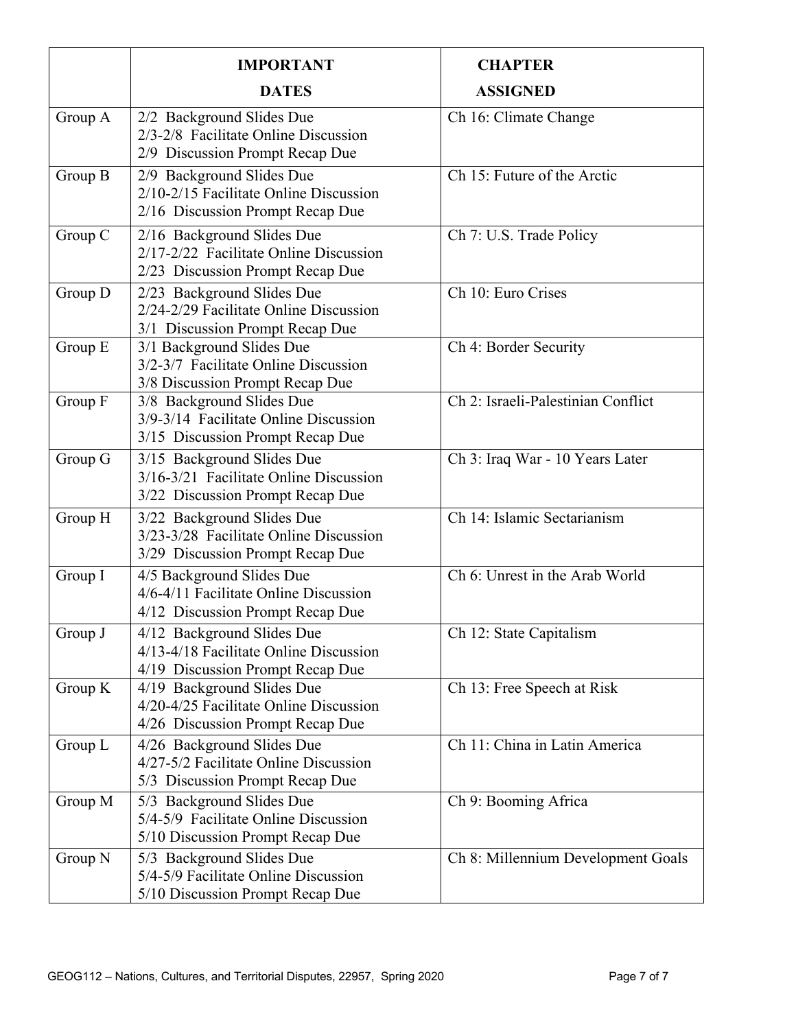| | IMPORTANT DATES | CHAPTER ASSIGNED |
|---|---|---|
| Group A | 2/2 Background Slides Due<br>2/3-2/8 Facilitate Online Discussion<br>2/9 Discussion Prompt Recap Due | Ch 16: Climate Change |
| Group B | 2/9 Background Slides Due<br>2/10-2/15 Facilitate Online Discussion<br>2/16 Discussion Prompt Recap Due | Ch 15: Future of the Arctic |
| Group C | 2/16 Background Slides Due<br>2/17-2/22 Facilitate Online Discussion<br>2/23 Discussion Prompt Recap Due | Ch 7: U.S. Trade Policy |
| Group D | 2/23 Background Slides Due<br>2/24-2/29 Facilitate Online Discussion<br>3/1 Discussion Prompt Recap Due | Ch 10: Euro Crises |
| Group E | 3/1 Background Slides Due<br>3/2-3/7 Facilitate Online Discussion<br>3/8 Discussion Prompt Recap Due | Ch 4: Border Security |
| Group F | 3/8 Background Slides Due<br>3/9-3/14 Facilitate Online Discussion<br>3/15 Discussion Prompt Recap Due | Ch 2: Israeli-Palestinian Conflict |
| Group G | 3/15 Background Slides Due<br>3/16-3/21 Facilitate Online Discussion<br>3/22 Discussion Prompt Recap Due | Ch 3: Iraq War - 10 Years Later |
| Group H | 3/22 Background Slides Due<br>3/23-3/28 Facilitate Online Discussion<br>3/29 Discussion Prompt Recap Due | Ch 14: Islamic Sectarianism |
| Group I | 4/5 Background Slides Due<br>4/6-4/11 Facilitate Online Discussion<br>4/12 Discussion Prompt Recap Due | Ch 6: Unrest in the Arab World |
| Group J | 4/12 Background Slides Due<br>4/13-4/18 Facilitate Online Discussion<br>4/19 Discussion Prompt Recap Due | Ch 12: State Capitalism |
| Group K | 4/19 Background Slides Due<br>4/20-4/25 Facilitate Online Discussion<br>4/26 Discussion Prompt Recap Due | Ch 13: Free Speech at Risk |
| Group L | 4/26 Background Slides Due<br>4/27-5/2 Facilitate Online Discussion<br>5/3 Discussion Prompt Recap Due | Ch 11: China in Latin America |
| Group M | 5/3 Background Slides Due<br>5/4-5/9 Facilitate Online Discussion<br>5/10 Discussion Prompt Recap Due | Ch 9: Booming Africa |
| Group N | 5/3 Background Slides Due<br>5/4-5/9 Facilitate Online Discussion<br>5/10 Discussion Prompt Recap Due | Ch 8: Millennium Development Goals |